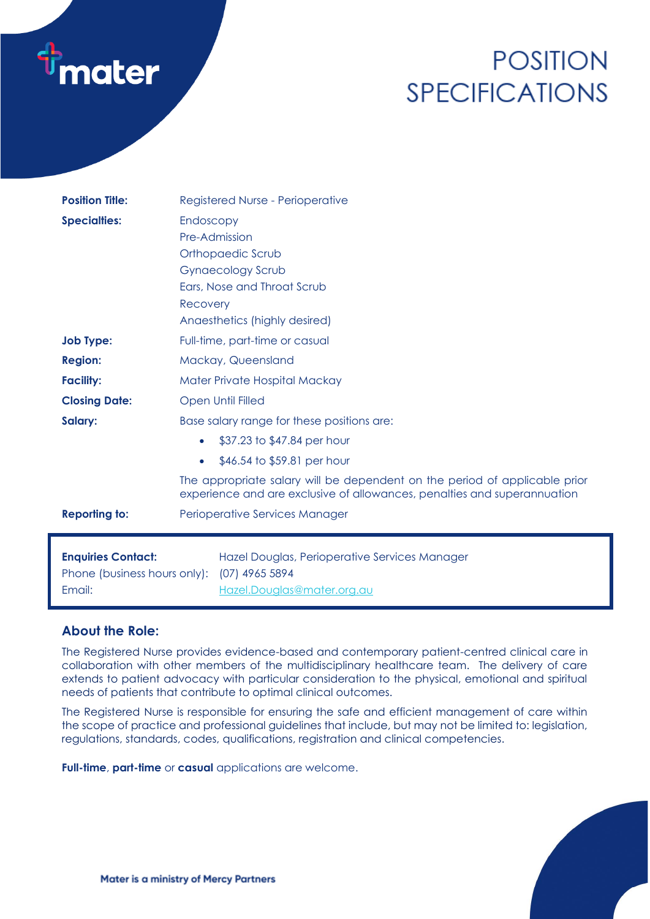# POSITION SPECIFICATIONS

| | |
|---|---|
| **Position Title:** | Registered Nurse - Perioperative |
| **Specialties:** | Endoscopy<br>Pre-Admission<br>Orthopaedic Scrub<br>Gynaecology Scrub<br>Ears, Nose and Throat Scrub<br>Recovery<br>Anaesthetics (highly desired) |
| **Job Type:** | Full-time, part-time or casual |
| **Region:** | Mackay, Queensland |
| **Facility:** | Mater Private Hospital Mackay |
| **Closing Date:** | Open Until Filled |
| **Salary:** | Base salary range for these positions are:<br>• \$37.23 to \$47.84 per hour<br>• \$46.54 to \$59.81 per hour<br>The appropriate salary will be dependent on the period of applicable prior experience and are exclusive of allowances, penalties and superannuation |
| **Reporting to:** | Perioperative Services Manager |

| | |
|---|---|
| **Enquiries Contact:** | Hazel Douglas, Perioperative Services Manager |
| Phone (business hours only): | (07) 4965 5894 |
| Email: | Hazel.Douglas@mater.org.au |

## About the Role:

The Registered Nurse provides evidence-based and contemporary patient-centred clinical care in collaboration with other members of the multidisciplinary healthcare team. The delivery of care extends to patient advocacy with particular consideration to the physical, emotional and spiritual needs of patients that contribute to optimal clinical outcomes.

The Registered Nurse is responsible for ensuring the safe and efficient management of care within the scope of practice and professional guidelines that include, but may not be limited to: legislation, regulations, standards, codes, qualifications, registration and clinical competencies.

**Full-time**, **part-time** or **casual** applications are welcome.

**Mater is a ministry of Mercy Partners**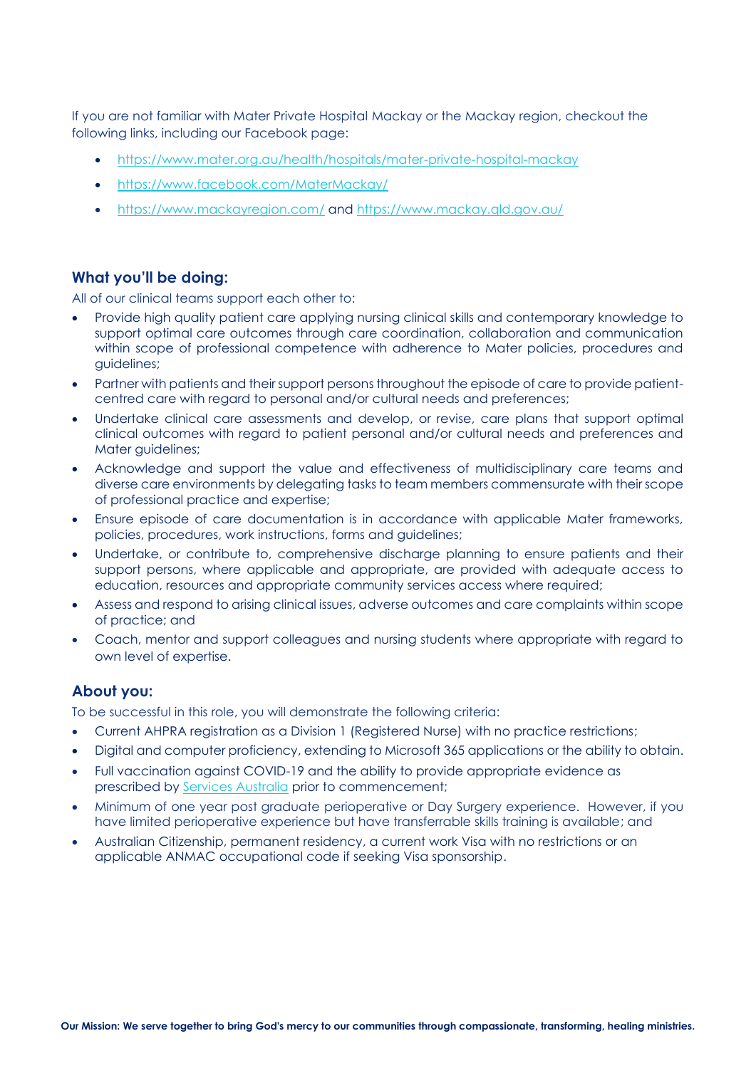If you are not familiar with Mater Private Hospital Mackay or the Mackay region, checkout the following links, including our Facebook page:

- https://www.mater.org.au/health/hospitals/mater-private-hospital-mackay
- https://www.facebook.com/MaterMackay/
- https://www.mackayregion.com/ and https://www.mackay.qld.gov.au/

## What you'll be doing:

All of our clinical teams support each other to:

- Provide high quality patient care applying nursing clinical skills and contemporary knowledge to support optimal care outcomes through care coordination, collaboration and communication within scope of professional competence with adherence to Mater policies, procedures and guidelines;
- Partner with patients and their support persons throughout the episode of care to provide patient-centred care with regard to personal and/or cultural needs and preferences;
- Undertake clinical care assessments and develop, or revise, care plans that support optimal clinical outcomes with regard to patient personal and/or cultural needs and preferences and Mater guidelines;
- Acknowledge and support the value and effectiveness of multidisciplinary care teams and diverse care environments by delegating tasks to team members commensurate with their scope of professional practice and expertise;
- Ensure episode of care documentation is in accordance with applicable Mater frameworks, policies, procedures, work instructions, forms and guidelines;
- Undertake, or contribute to, comprehensive discharge planning to ensure patients and their support persons, where applicable and appropriate, are provided with adequate access to education, resources and appropriate community services access where required;
- Assess and respond to arising clinical issues, adverse outcomes and care complaints within scope of practice; and
- Coach, mentor and support colleagues and nursing students where appropriate with regard to own level of expertise.

## About you:

To be successful in this role, you will demonstrate the following criteria:

- Current AHPRA registration as a Division 1 (Registered Nurse) with no practice restrictions;
- Digital and computer proficiency, extending to Microsoft 365 applications or the ability to obtain.
- Full vaccination against COVID-19 and the ability to provide appropriate evidence as prescribed by Services Australia prior to commencement;
- Minimum of one year post graduate perioperative or Day Surgery experience. However, if you have limited perioperative experience but have transferrable skills training is available; and
- Australian Citizenship, permanent residency, a current work Visa with no restrictions or an applicable ANMAC occupational code if seeking Visa sponsorship.

**Our Mission: We serve together to bring God's mercy to our communities through compassionate, transforming, healing ministries.**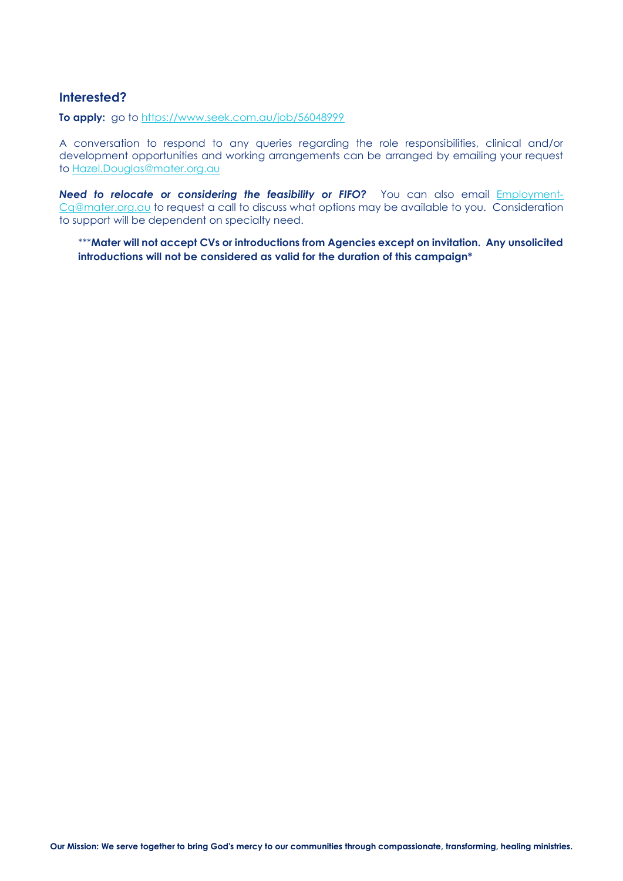## Interested?

**To apply:** go to https://www.seek.com.au/job/56048999

A conversation to respond to any queries regarding the role responsibilities, clinical and/or development opportunities and working arrangements can be arranged by emailing your request to Hazel.Douglas@mater.org.au

***Need to relocate or considering the feasibility or FIFO?*** You can also email Employment-Cq@mater.org.au to request a call to discuss what options may be available to you. Consideration to support will be dependent on specialty need.

***Mater will not accept CVs or introductions from Agencies except on invitation. Any unsolicited introductions will not be considered as valid for the duration of this campaign***

**Our Mission: We serve together to bring God's mercy to our communities through compassionate, transforming, healing ministries.**